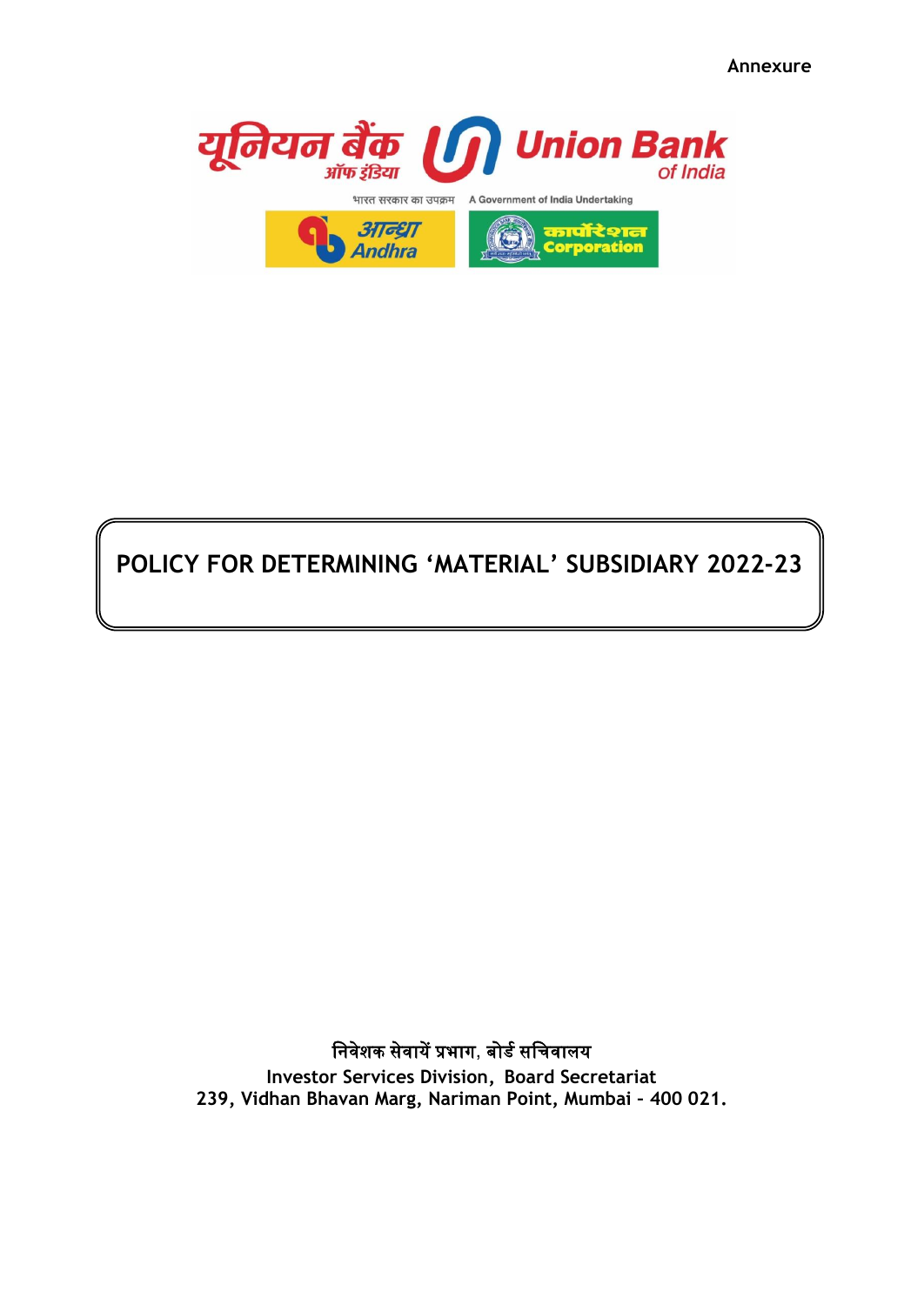Annexure

यूनियन बैंक ऑफ इंडिया Union Bank of India

भारत सरकार का उपक्रम A Government of India Undertaking

आन्ध्रा Andhra कार्पोरेशन Corporation

# POLICY FOR DETERMINING 'MATERIAL' SUBSIDIARY 2022-23

निवेशक सेवायें प्रभाग, बोर्ड सचिवालय
**Investor Services Division, Board Secretariat**
**239, Vidhan Bhavan Marg, Nariman Point, Mumbai – 400 021.**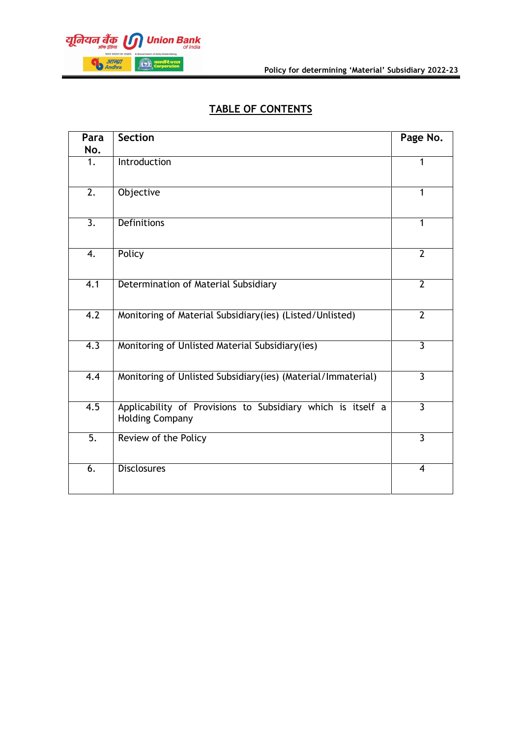# TABLE OF CONTENTS

| Para No. | Section | Page No. |
|---|---|---|
| 1. | Introduction | 1 |
| 2. | Objective | 1 |
| 3. | Definitions | 1 |
| 4. | Policy | 2 |
| 4.1 | Determination of Material Subsidiary | 2 |
| 4.2 | Monitoring of Material Subsidiary(ies) (Listed/Unlisted) | 2 |
| 4.3 | Monitoring of Unlisted Material Subsidiary(ies) | 3 |
| 4.4 | Monitoring of Unlisted Subsidiary(ies) (Material/Immaterial) | 3 |
| 4.5 | Applicability of Provisions to Subsidiary which is itself a Holding Company | 3 |
| 5. | Review of the Policy | 3 |
| 6. | Disclosures | 4 |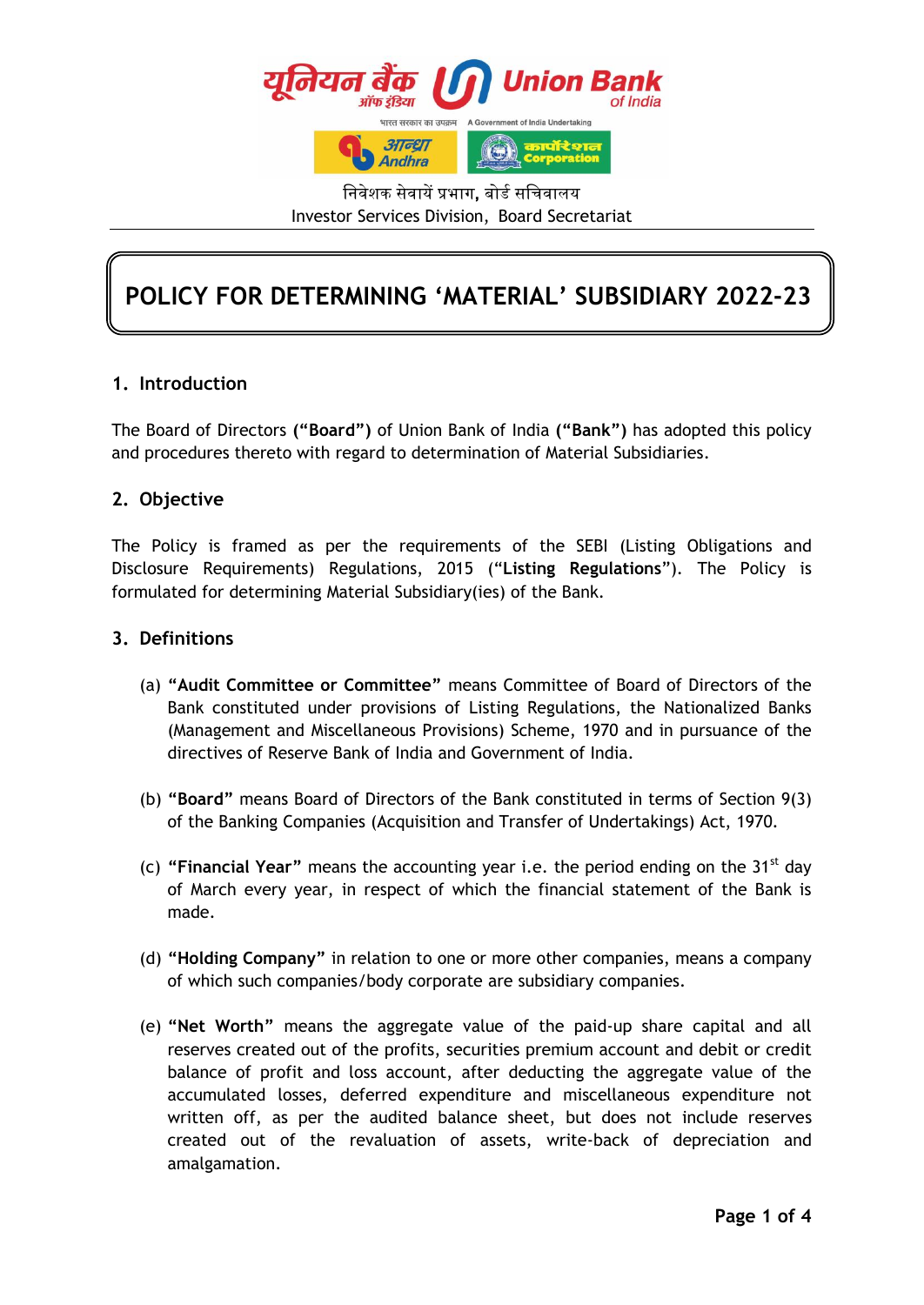निवेशक सेवायें प्रभाग, बोर्ड सचिवालय
Investor Services Division, Board Secretariat

# POLICY FOR DETERMINING 'MATERIAL' SUBSIDIARY 2022-23

## 1. Introduction

The Board of Directors **("Board")** of Union Bank of India **("Bank")** has adopted this policy and procedures thereto with regard to determination of Material Subsidiaries.

## 2. Objective

The Policy is framed as per the requirements of the SEBI (Listing Obligations and Disclosure Requirements) Regulations, 2015 ("**Listing Regulations**"). The Policy is formulated for determining Material Subsidiary(ies) of the Bank.

## 3. Definitions

(a) **"Audit Committee or Committee"** means Committee of Board of Directors of the Bank constituted under provisions of Listing Regulations, the Nationalized Banks (Management and Miscellaneous Provisions) Scheme, 1970 and in pursuance of the directives of Reserve Bank of India and Government of India.

(b) **"Board"** means Board of Directors of the Bank constituted in terms of Section 9(3) of the Banking Companies (Acquisition and Transfer of Undertakings) Act, 1970.

(c) **"Financial Year"** means the accounting year i.e. the period ending on the 31st day of March every year, in respect of which the financial statement of the Bank is made.

(d) **"Holding Company"** in relation to one or more other companies, means a company of which such companies/body corporate are subsidiary companies.

(e) **"Net Worth"** means the aggregate value of the paid-up share capital and all reserves created out of the profits, securities premium account and debit or credit balance of profit and loss account, after deducting the aggregate value of the accumulated losses, deferred expenditure and miscellaneous expenditure not written off, as per the audited balance sheet, but does not include reserves created out of the revaluation of assets, write-back of depreciation and amalgamation.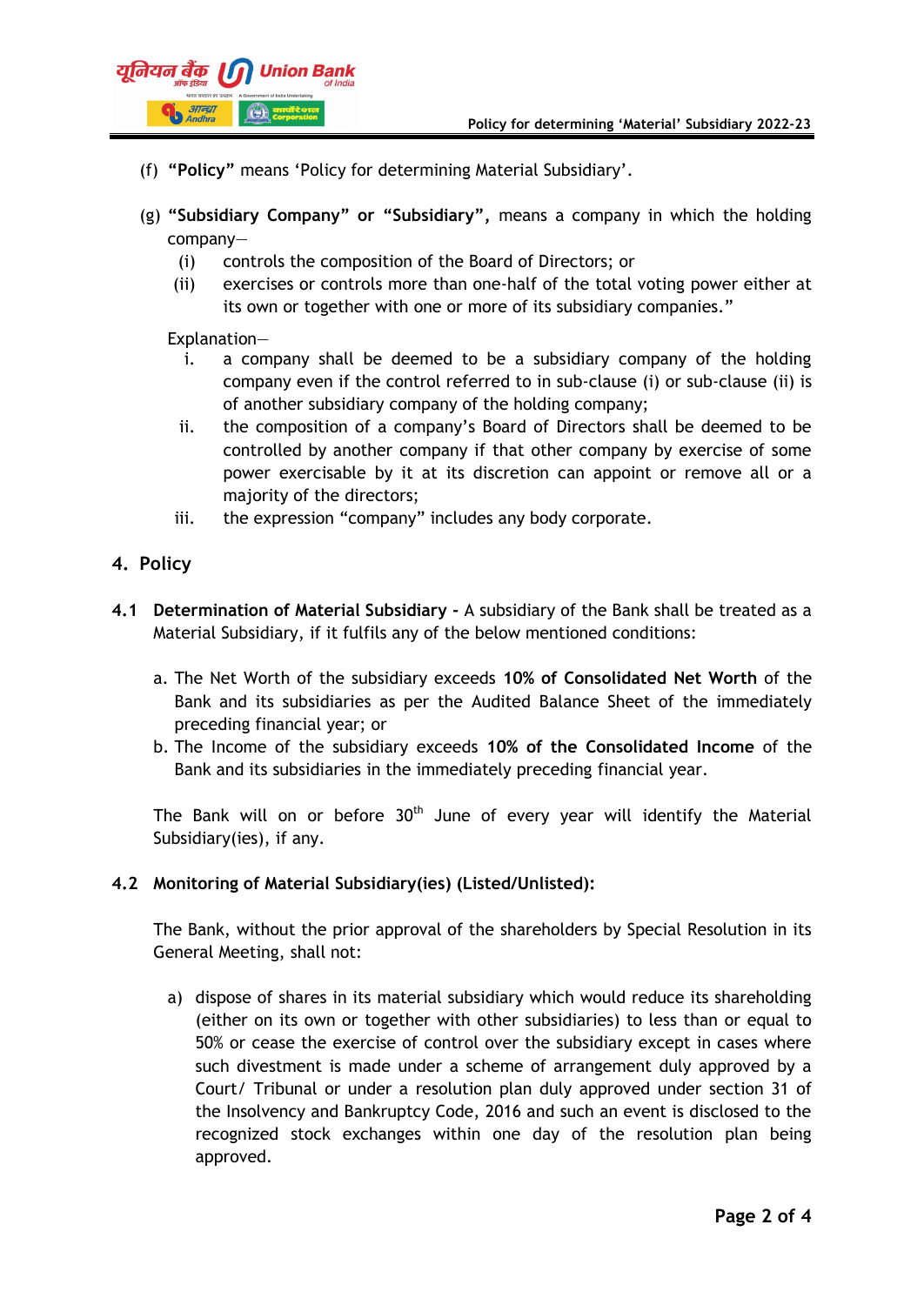(f) **"Policy"** means 'Policy for determining Material Subsidiary'.

(g) **"Subsidiary Company" or "Subsidiary"**, means a company in which the holding company—

   (i) controls the composition of the Board of Directors; or
   
   (ii) exercises or controls more than one-half of the total voting power either at its own or together with one or more of its subsidiary companies."

   Explanation—
   
   i. a company shall be deemed to be a subsidiary company of the holding company even if the control referred to in sub-clause (i) or sub-clause (ii) is of another subsidiary company of the holding company;
   
   ii. the composition of a company's Board of Directors shall be deemed to be controlled by another company if that other company by exercise of some power exercisable by it at its discretion can appoint or remove all or a majority of the directors;
   
   iii. the expression "company" includes any body corporate.

## 4. Policy

**4.1 Determination of Material Subsidiary -** A subsidiary of the Bank shall be treated as a Material Subsidiary, if it fulfils any of the below mentioned conditions:

a. The Net Worth of the subsidiary exceeds **10% of Consolidated Net Worth** of the Bank and its subsidiaries as per the Audited Balance Sheet of the immediately preceding financial year; or

b. The Income of the subsidiary exceeds **10% of the Consolidated Income** of the Bank and its subsidiaries in the immediately preceding financial year.

The Bank will on or before 30th June of every year will identify the Material Subsidiary(ies), if any.

**4.2 Monitoring of Material Subsidiary(ies) (Listed/Unlisted):**

The Bank, without the prior approval of the shareholders by Special Resolution in its General Meeting, shall not:

a) dispose of shares in its material subsidiary which would reduce its shareholding (either on its own or together with other subsidiaries) to less than or equal to 50% or cease the exercise of control over the subsidiary except in cases where such divestment is made under a scheme of arrangement duly approved by a Court/ Tribunal or under a resolution plan duly approved under section 31 of the Insolvency and Bankruptcy Code, 2016 and such an event is disclosed to the recognized stock exchanges within one day of the resolution plan being approved.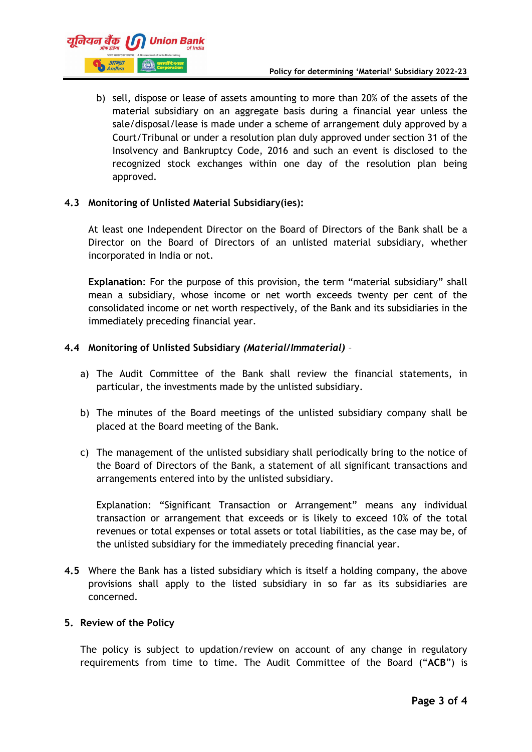b) sell, dispose or lease of assets amounting to more than 20% of the assets of the material subsidiary on an aggregate basis during a financial year unless the sale/disposal/lease is made under a scheme of arrangement duly approved by a Court/Tribunal or under a resolution plan duly approved under section 31 of the Insolvency and Bankruptcy Code, 2016 and such an event is disclosed to the recognized stock exchanges within one day of the resolution plan being approved.

### 4.3 Monitoring of Unlisted Material Subsidiary(ies):

At least one Independent Director on the Board of Directors of the Bank shall be a Director on the Board of Directors of an unlisted material subsidiary, whether incorporated in India or not.

**Explanation**: For the purpose of this provision, the term "material subsidiary" shall mean a subsidiary, whose income or net worth exceeds twenty per cent of the consolidated income or net worth respectively, of the Bank and its subsidiaries in the immediately preceding financial year.

### 4.4 Monitoring of Unlisted Subsidiary *(Material/Immaterial)* –

a) The Audit Committee of the Bank shall review the financial statements, in particular, the investments made by the unlisted subsidiary.

b) The minutes of the Board meetings of the unlisted subsidiary company shall be placed at the Board meeting of the Bank.

c) The management of the unlisted subsidiary shall periodically bring to the notice of the Board of Directors of the Bank, a statement of all significant transactions and arrangements entered into by the unlisted subsidiary.

   Explanation: "Significant Transaction or Arrangement" means any individual transaction or arrangement that exceeds or is likely to exceed 10% of the total revenues or total expenses or total assets or total liabilities, as the case may be, of the unlisted subsidiary for the immediately preceding financial year.

**4.5** Where the Bank has a listed subsidiary which is itself a holding company, the above provisions shall apply to the listed subsidiary in so far as its subsidiaries are concerned.

## 5. Review of the Policy

The policy is subject to updation/review on account of any change in regulatory requirements from time to time. The Audit Committee of the Board ("**ACB**") is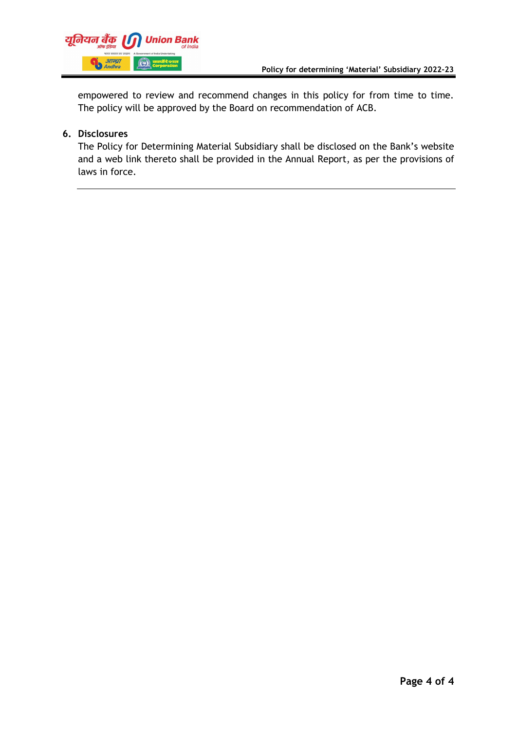empowered to review and recommend changes in this policy for from time to time. The policy will be approved by the Board on recommendation of ACB.

**6. Disclosures**

The Policy for Determining Material Subsidiary shall be disclosed on the Bank's website and a web link thereto shall be provided in the Annual Report, as per the provisions of laws in force.

---